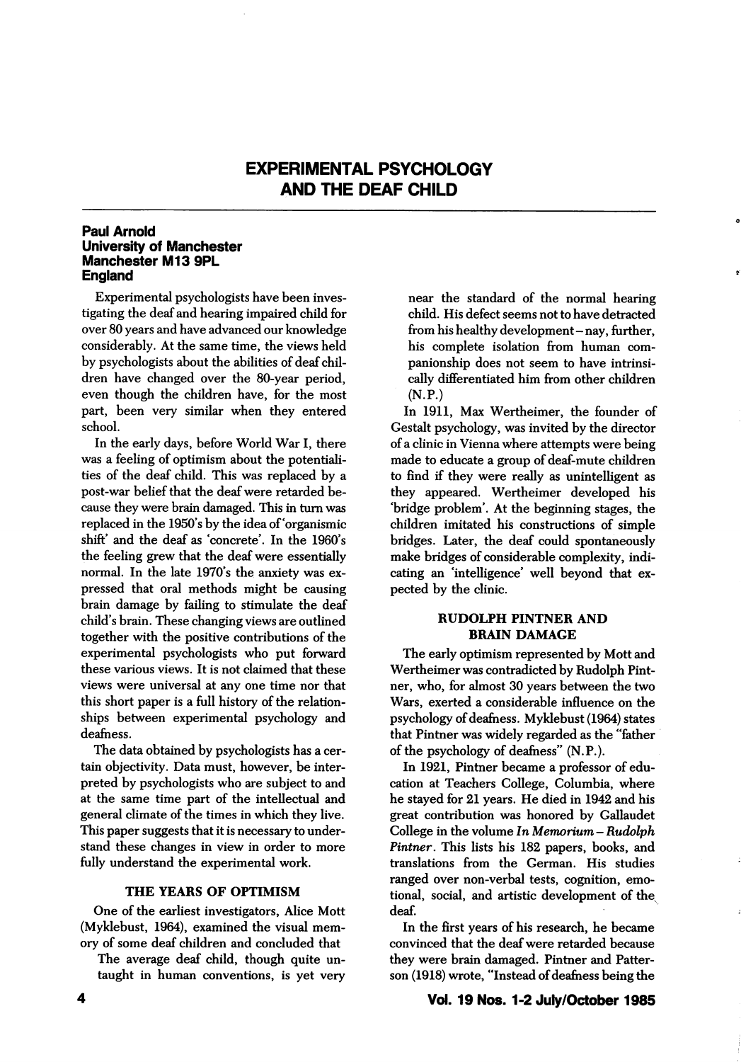# EXPERIMENTAL PSYCHOLOGY AND THE DEAF CHILD

**Paul Arnold**
**University of Manchester**
**Manchester M13 9PL**
**England**

Experimental psychologists have been investigating the deaf and hearing impaired child for over 80 years and have advanced our knowledge considerably. At the same time, the views held by psychologists about the abilities of deaf children have changed over the 80-year period, even though the children have, for the most part, been very similar when they entered school.

In the early days, before World War I, there was a feeling of optimism about the potentialities of the deaf child. This was replaced by a post-war belief that the deaf were retarded because they were brain damaged. This in turn was replaced in the 1950's by the idea of 'organismic shift' and the deaf as 'concrete'. In the 1960's the feeling grew that the deaf were essentially normal. In the late 1970's the anxiety was expressed that oral methods might be causing brain damage by failing to stimulate the deaf child's brain. These changing views are outlined together with the positive contributions of the experimental psychologists who put forward these various views. It is not claimed that these views were universal at any one time nor that this short paper is a full history of the relationships between experimental psychology and deafness.

The data obtained by psychologists has a certain objectivity. Data must, however, be interpreted by psychologists who are subject to and at the same time part of the intellectual and general climate of the times in which they live. This paper suggests that it is necessary to understand these changes in view in order to more fully understand the experimental work.

## THE YEARS OF OPTIMISM

One of the earliest investigators, Alice Mott (Myklebust, 1964), examined the visual memory of some deaf children and concluded that

> The average deaf child, though quite untaught in human conventions, is yet very near the standard of the normal hearing child. His defect seems not to have detracted from his healthy development – nay, further, his complete isolation from human companionship does not seem to have intrinsically differentiated him from other children (N.P.)

In 1911, Max Wertheimer, the founder of Gestalt psychology, was invited by the director of a clinic in Vienna where attempts were being made to educate a group of deaf-mute children to find if they were really as unintelligent as they appeared. Wertheimer developed his 'bridge problem'. At the beginning stages, the children imitated his constructions of simple bridges. Later, the deaf could spontaneously make bridges of considerable complexity, indicating an 'intelligence' well beyond that expected by the clinic.

## RUDOLPH PINTNER AND BRAIN DAMAGE

The early optimism represented by Mott and Wertheimer was contradicted by Rudolph Pintner, who, for almost 30 years between the two Wars, exerted a considerable influence on the psychology of deafness. Myklebust (1964) states that Pintner was widely regarded as the "father of the psychology of deafness" (N.P.).

In 1921, Pintner became a professor of education at Teachers College, Columbia, where he stayed for 21 years. He died in 1942 and his great contribution was honored by Gallaudet College in the volume *In Memorium – Rudolph Pintner*. This lists his 182 papers, books, and translations from the German. His studies ranged over non-verbal tests, cognition, emotional, social, and artistic development of the deaf.

In the first years of his research, he became convinced that the deaf were retarded because they were brain damaged. Pintner and Patterson (1918) wrote, "Instead of deafness being the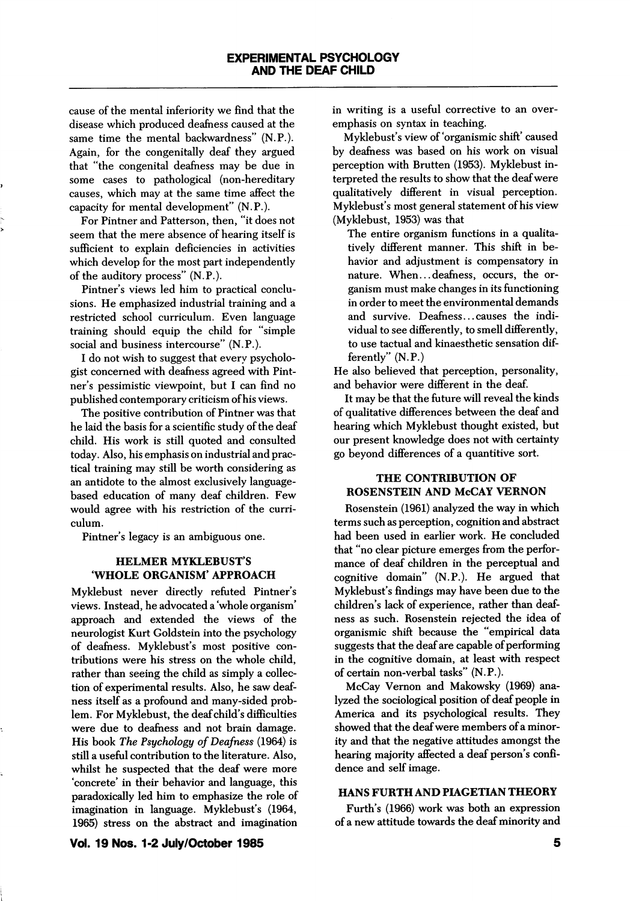cause of the mental inferiority we find that the disease which produced deafness caused at the same time the mental backwardness" (N.P.). Again, for the congenitally deaf they argued that "the congenital deafness may be due in some cases to pathological (non-hereditary causes, which may at the same time affect the capacity for mental development" (N.P.).

For Pintner and Patterson, then, "it does not seem that the mere absence of hearing itself is sufficient to explain deficiencies in activities which develop for the most part independently of the auditory process" (N.P.).

Pintner's views led him to practical conclusions. He emphasized industrial training and a restricted school curriculum. Even language training should equip the child for "simple social and business intercourse" (N.P.).

I do not wish to suggest that every psychologist concerned with deafness agreed with Pintner's pessimistic viewpoint, but I can find no published contemporary criticism of his views.

The positive contribution of Pintner was that he laid the basis for a scientific study of the deaf child. His work is still quoted and consulted today. Also, his emphasis on industrial and practical training may still be worth considering as an antidote to the almost exclusively language-based education of many deaf children. Few would agree with his restriction of the curriculum.

Pintner's legacy is an ambiguous one.

## HELMER MYKLEBUST'S 'WHOLE ORGANISM' APPROACH

Myklebust never directly refuted Pintner's views. Instead, he advocated a 'whole organism' approach and extended the views of the neurologist Kurt Goldstein into the psychology of deafness. Myklebust's most positive contributions were his stress on the whole child, rather than seeing the child as simply a collection of experimental results. Also, he saw deafness itself as a profound and many-sided problem. For Myklebust, the deaf child's difficulties were due to deafness and not brain damage. His book *The Psychology of Deafness* (1964) is still a useful contribution to the literature. Also, whilst he suspected that the deaf were more 'concrete' in their behavior and language, this paradoxically led him to emphasize the role of imagination in language. Myklebust's (1964, 1965) stress on the abstract and imagination in writing is a useful corrective to an over-emphasis on syntax in teaching.

Myklebust's view of 'organismic shift' caused by deafness was based on his work on visual perception with Brutten (1953). Myklebust interpreted the results to show that the deaf were qualitatively different in visual perception. Myklebust's most general statement of his view (Myklebust, 1953) was that

> The entire organism functions in a qualitatively different manner. This shift in behavior and adjustment is compensatory in nature. When...deafness, occurs, the organism must make changes in its functioning in order to meet the environmental demands and survive. Deafness...causes the individual to see differently, to smell differently, to use tactual and kinaesthetic sensation differently" (N.P.)

He also believed that perception, personality, and behavior were different in the deaf.

It may be that the future will reveal the kinds of qualitative differences between the deaf and hearing which Myklebust thought existed, but our present knowledge does not with certainty go beyond differences of a quantitive sort.

## THE CONTRIBUTION OF ROSENSTEIN AND McCAY VERNON

Rosenstein (1961) analyzed the way in which terms such as perception, cognition and abstract had been used in earlier work. He concluded that "no clear picture emerges from the performance of deaf children in the perceptual and cognitive domain" (N.P.). He argued that Myklebust's findings may have been due to the children's lack of experience, rather than deafness as such. Rosenstein rejected the idea of organismic shift because the "empirical data suggests that the deaf are capable of performing in the cognitive domain, at least with respect of certain non-verbal tasks" (N.P.).

McCay Vernon and Makowsky (1969) analyzed the sociological position of deaf people in America and its psychological results. They showed that the deaf were members of a minority and that the negative attitudes amongst the hearing majority affected a deaf person's confidence and self image.

## HANS FURTH AND PIAGETIAN THEORY

Furth's (1966) work was both an expression of a new attitude towards the deaf minority and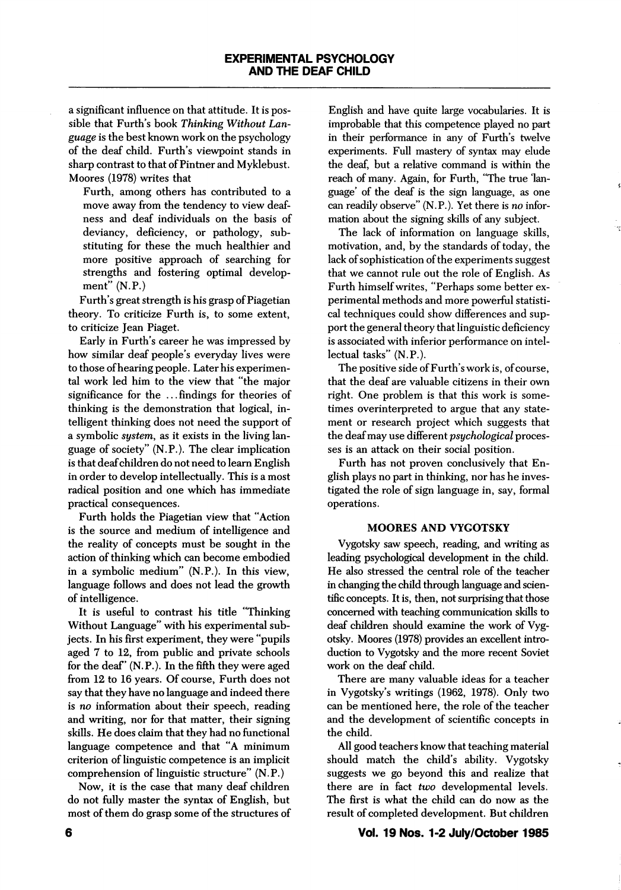a significant influence on that attitude. It is possible that Furth's book *Thinking Without Language* is the best known work on the psychology of the deaf child. Furth's viewpoint stands in sharp contrast to that of Pintner and Myklebust. Moores (1978) writes that

> Furth, among others has contributed to a move away from the tendency to view deafness and deaf individuals on the basis of deviancy, deficiency, or pathology, substituting for these the much healthier and more positive approach of searching for strengths and fostering optimal development" (N.P.)

Furth's great strength is his grasp of Piagetian theory. To criticize Furth is, to some extent, to criticize Jean Piaget.

Early in Furth's career he was impressed by how similar deaf people's everyday lives were to those of hearing people. Later his experimental work led him to the view that "the major significance for the ... findings for theories of thinking is the demonstration that logical, intelligent thinking does not need the support of a symbolic *system*, as it exists in the living language of society" (N.P.). The clear implication is that deaf children do not need to learn English in order to develop intellectually. This is a most radical position and one which has immediate practical consequences.

Furth holds the Piagetian view that "Action is the source and medium of intelligence and the reality of concepts must be sought in the action of thinking which can become embodied in a symbolic medium" (N.P.). In this view, language follows and does not lead the growth of intelligence.

It is useful to contrast his title "Thinking Without Language" with his experimental subjects. In his first experiment, they were "pupils aged 7 to 12, from public and private schools for the deaf" (N.P.). In the fifth they were aged from 12 to 16 years. Of course, Furth does not say that they have no language and indeed there is *no* information about their speech, reading and writing, nor for that matter, their signing skills. He does claim that they had no functional language competence and that "A minimum criterion of linguistic competence is an implicit comprehension of linguistic structure" (N.P.)

Now, it is the case that many deaf children do not fully master the syntax of English, but most of them do grasp some of the structures of English and have quite large vocabularies. It is improbable that this competence played no part in their performance in any of Furth's twelve experiments. Full mastery of syntax may elude the deaf, but a relative command is within the reach of many. Again, for Furth, "The true 'language' of the deaf is the sign language, as one can readily observe" (N.P.). Yet there is *no* information about the signing skills of any subject.

The lack of information on language skills, motivation, and, by the standards of today, the lack of sophistication of the experiments suggest that we cannot rule out the role of English. As Furth himself writes, "Perhaps some better experimental methods and more powerful statistical techniques could show differences and support the general theory that linguistic deficiency is associated with inferior performance on intellectual tasks" (N.P.).

The positive side of Furth's work is, of course, that the deaf are valuable citizens in their own right. One problem is that this work is sometimes overinterpreted to argue that any statement or research project which suggests that the deaf may use different *psychological* processes is an attack on their social position.

Furth has not proven conclusively that English plays no part in thinking, nor has he investigated the role of sign language in, say, formal operations.

## MOORES AND VYGOTSKY

Vygotsky saw speech, reading, and writing as leading psychological development in the child. He also stressed the central role of the teacher in changing the child through language and scientific concepts. It is, then, not surprising that those concerned with teaching communication skills to deaf children should examine the work of Vygotsky. Moores (1978) provides an excellent introduction to Vygotsky and the more recent Soviet work on the deaf child.

There are many valuable ideas for a teacher in Vygotsky's writings (1962, 1978). Only two can be mentioned here, the role of the teacher and the development of scientific concepts in the child.

All good teachers know that teaching material should match the child's ability. Vygotsky suggests we go beyond this and realize that there are in fact *two* developmental levels. The first is what the child can do now as the result of completed development. But children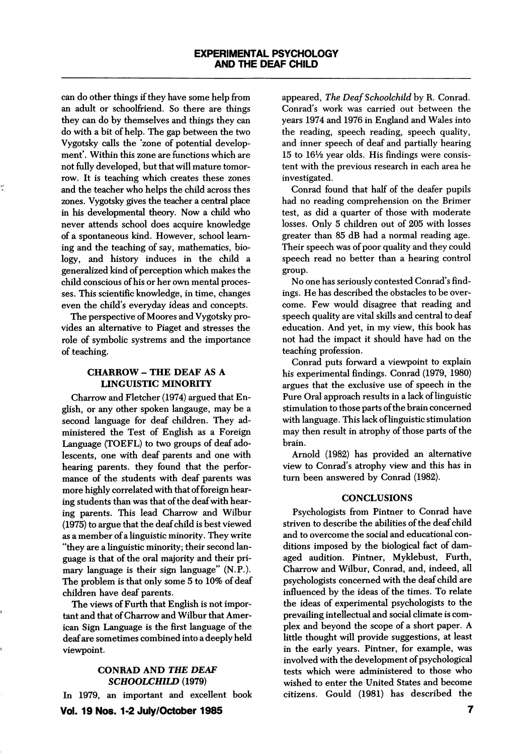can do other things if they have some help from an adult or schoolfriend. So there are things they can do by themselves and things they can do with a bit of help. The gap between the two Vygotsky calls the 'zone of potential development'. Within this zone are functions which are not fully developed, but that will mature tomorrow. It is teaching which creates these zones and the teacher who helps the child across thes zones. Vygotsky gives the teacher a central place in his developmental theory. Now a child who never attends school does acquire knowledge of a spontaneous kind. However, school learning and the teaching of say, mathematics, biology, and history induces in the child a generalized kind of perception which makes the child conscious of his or her own mental processes. This scientific knowledge, in time, changes even the child's everyday ideas and concepts.

The perspective of Moores and Vygotsky provides an alternative to Piaget and stresses the role of symbolic systrems and the importance of teaching.

## CHARROW – THE DEAF AS A LINGUISTIC MINORITY

Charrow and Fletcher (1974) argued that English, or any other spoken langauge, may be a second language for deaf children. They administered the Test of English as a Foreign Language (TOEFL) to two groups of deaf adolescents, one with deaf parents and one with hearing parents. they found that the performance of the students with deaf parents was more highly correlated with that of foreign hearing students than was that of the deaf with hearing parents. This lead Charrow and Wilbur (1975) to argue that the deaf child is best viewed as a member of a linguistic minority. They write "they are a linguistic minority; their second language is that of the oral majority and their primary language is their sign language" (N.P.). The problem is that only some 5 to 10% of deaf children have deaf parents.

The views of Furth that English is not important and that of Charrow and Wilbur that American Sign Language is the first language of the deaf are sometimes combined into a deeply held viewpoint.

## CONRAD AND *THE DEAF SCHOOLCHILD* (1979)

In 1979, an important and excellent book appeared, *The Deaf Schoolchild* by R. Conrad. Conrad's work was carried out between the years 1974 and 1976 in England and Wales into the reading, speech reading, speech quality, and inner speech of deaf and partially hearing 15 to 16½ year olds. His findings were consistent with the previous research in each area he investigated.

Conrad found that half of the deafer pupils had no reading comprehension on the Brimer test, as did a quarter of those with moderate losses. Only 5 children out of 205 with losses greater than 85 dB had a normal reading age. Their speech was of poor quality and they could speech read no better than a hearing control group.

No one has seriously contested Conrad's findings. He has described the obstacles to be overcome. Few would disagree that reading and speech quality are vital skills and central to deaf education. And yet, in my view, this book has not had the impact it should have had on the teaching profession.

Conrad puts forward a viewpoint to explain his experimental findings. Conrad (1979, 1980) argues that the exclusive use of speech in the Pure Oral approach results in a lack of linguistic stimulation to those parts of the brain concerned with language. This lack of linguistic stimulation may then result in atrophy of those parts of the brain.

Arnold (1982) has provided an alternative view to Conrad's atrophy view and this has in turn been answered by Conrad (1982).

## CONCLUSIONS

Psychologists from Pintner to Conrad have striven to describe the abilities of the deaf child and to overcome the social and educational conditions imposed by the biological fact of damaged audition. Pintner, Myklebust, Furth, Charrow and Wilbur, Conrad, and, indeed, all psychologists concerned with the deaf child are influenced by the ideas of the times. To relate the ideas of experimental psychologists to the prevailing intellectual and social climate is complex and beyond the scope of a short paper. A little thought will provide suggestions, at least in the early years. Pintner, for example, was involved with the development of psychological tests which were administered to those who wished to enter the United States and become citizens. Gould (1981) has described the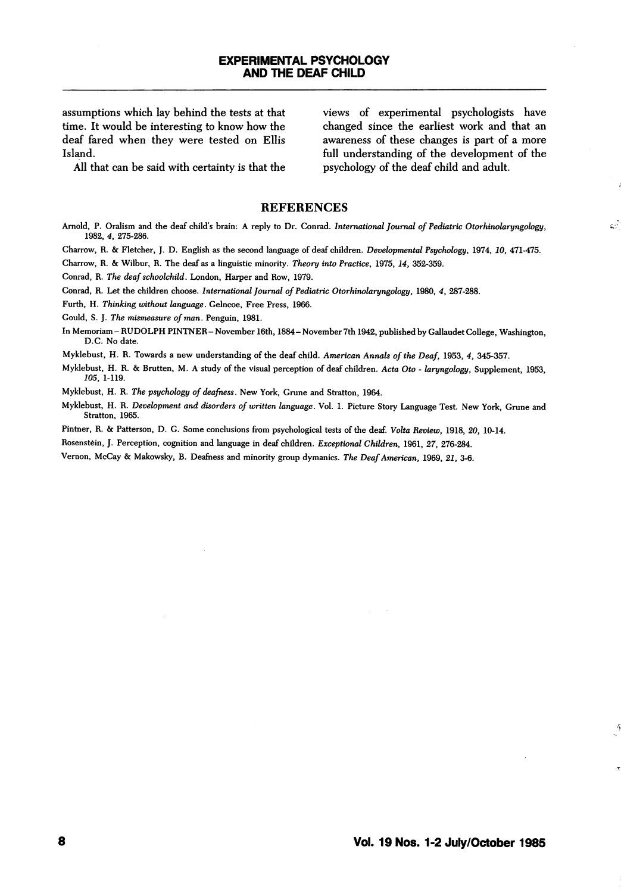assumptions which lay behind the tests at that time. It would be interesting to know how the deaf fared when they were tested on Ellis Island.

All that can be said with certainty is that the views of experimental psychologists have changed since the earliest work and that an awareness of these changes is part of a more full understanding of the development of the psychology of the deaf child and adult.

## REFERENCES

Arnold, P. Oralism and the deaf child's brain: A reply to Dr. Conrad. *International Journal of Pediatric Otorhinolaryngology,* 1982, *4,* 275-286.

Charrow, R. & Fletcher, J. D. English as the second language of deaf children. *Developmental Psychology,* 1974, *10,* 471-475.

Charrow, R. & Wilbur, R. The deaf as a linguistic minority. *Theory into Practice,* 1975, *14,* 352-359.

Conrad, R. *The deaf schoolchild.* London, Harper and Row, 1979.

Conrad, R. Let the children choose. *International Journal of Pediatric Otorhinolaryngology,* 1980, *4,* 287-288.

Furth, H. *Thinking without language.* Gelncoe, Free Press, 1966.

Gould, S. J. *The mismeasure of man.* Penguin, 1981.

In Memoriam – RUDOLPH PINTNER – November 16th, 1884 – November 7th 1942, published by Gallaudet College, Washington, D.C. No date.

Myklebust, H. R. Towards a new understanding of the deaf child. *American Annals of the Deaf,* 1953, *4,* 345-357.

Myklebust, H. R. & Brutten, M. A study of the visual perception of deaf children. *Acta Oto - laryngology,* Supplement, 1953, *105,* 1-119.

Myklebust, H. R. *The psychology of deafness.* New York, Grune and Stratton, 1964.

Myklebust, H. R. *Development and disorders of written language.* Vol. 1. Picture Story Language Test. New York, Grune and Stratton, 1965.

Pintner, R. & Patterson, D. G. Some conclusions from psychological tests of the deaf. *Volta Review,* 1918, *20,* 10-14.

Rosenstein, J. Perception, cognition and language in deaf children. *Exceptional Children,* 1961, *27,* 276-284.

Vernon, McCay & Makowsky, B. Deafness and minority group dymanics. *The Deaf American,* 1969, *21,* 3-6.